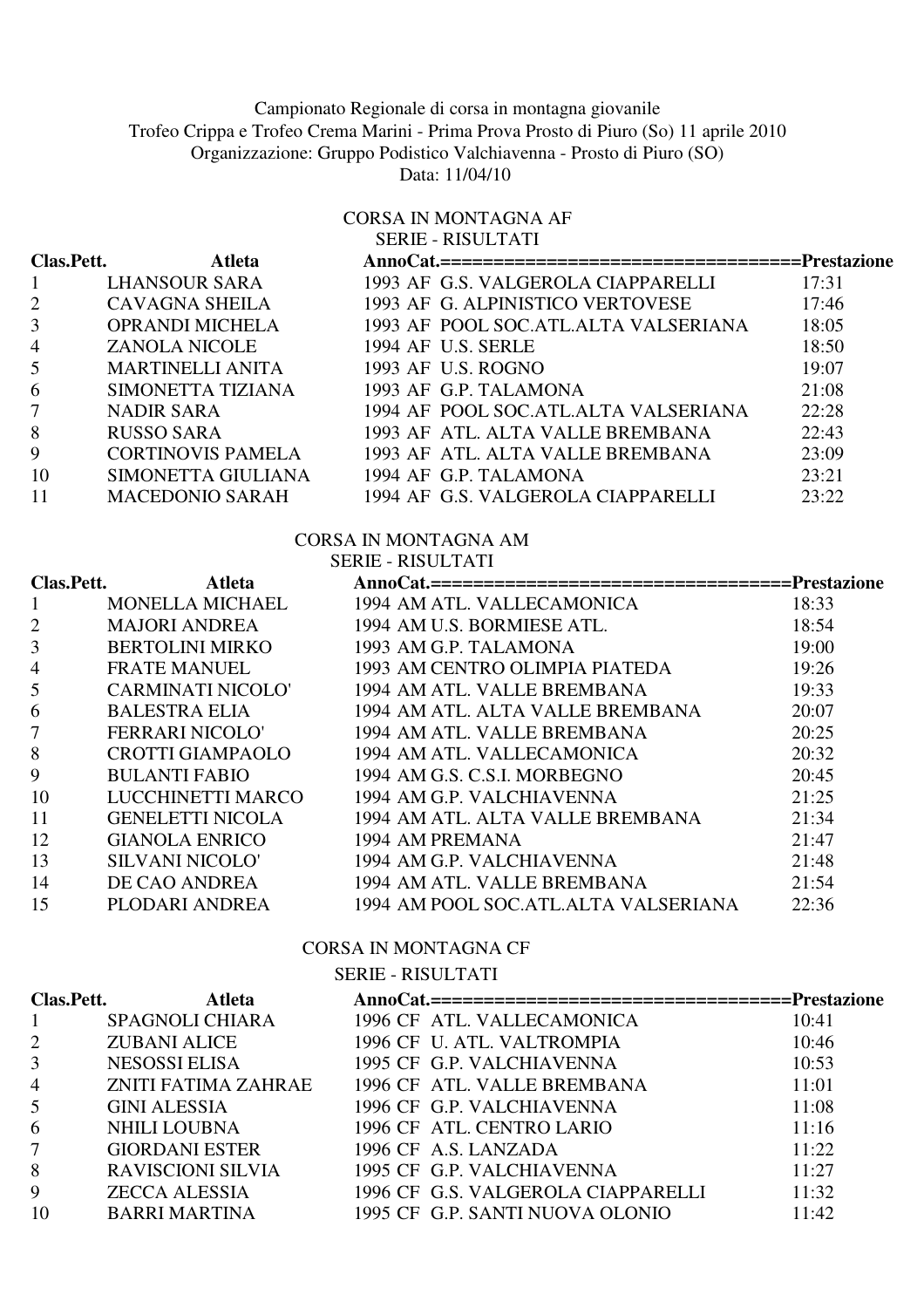Campionato Regionale di corsa in montagna giovanile
Trofeo Crippa e Trofeo Crema Marini - Prima Prova Prosto di Piuro (So) 11 aprile 2010
Organizzazione: Gruppo Podistico Valchiavenna - Prosto di Piuro (SO)
Data: 11/04/10

## CORSA IN MONTAGNA AF

SERIE - RISULTATI

| Clas. | Pett. | Atleta | Anno | Cat. | Società | Prestazione |
|---|---|---|---|---|---|---|
| 1 | | LHANSOUR SARA | 1993 | AF | G.S. VALGEROLA CIAPPARELLI | 17:31 |
| 2 | | CAVAGNA SHEILA | 1993 | AF | G. ALPINISTICO VERTOVESE | 17:46 |
| 3 | | OPRANDI MICHELA | 1993 | AF | POOL SOC.ATL.ALTA VALSERIANA | 18:05 |
| 4 | | ZANOLA NICOLE | 1994 | AF | U.S. SERLE | 18:50 |
| 5 | | MARTINELLI ANITA | 1993 | AF | U.S. ROGNO | 19:07 |
| 6 | | SIMONETTA TIZIANA | 1993 | AF | G.P. TALAMONA | 21:08 |
| 7 | | NADIR SARA | 1994 | AF | POOL SOC.ATL.ALTA VALSERIANA | 22:28 |
| 8 | | RUSSO SARA | 1993 | AF | ATL. ALTA VALLE BREMBANA | 22:43 |
| 9 | | CORTINOVIS PAMELA | 1993 | AF | ATL. ALTA VALLE BREMBANA | 23:09 |
| 10 | | SIMONETTA GIULIANA | 1994 | AF | G.P. TALAMONA | 23:21 |
| 11 | | MACEDONIO SARAH | 1994 | AF | G.S. VALGEROLA CIAPPARELLI | 23:22 |

## CORSA IN MONTAGNA AM

SERIE - RISULTATI

| Clas. | Pett. | Atleta | Anno | Cat. | Società | Prestazione |
|---|---|---|---|---|---|---|
| 1 | | MONELLA MICHAEL | 1994 | AM | ATL. VALLECAMONICA | 18:33 |
| 2 | | MAJORI ANDREA | 1994 | AM | U.S. BORMIESE ATL. | 18:54 |
| 3 | | BERTOLINI MIRKO | 1993 | AM | G.P. TALAMONA | 19:00 |
| 4 | | FRATE MANUEL | 1993 | AM | CENTRO OLIMPIA PIATEDA | 19:26 |
| 5 | | CARMINATI NICOLO' | 1994 | AM | ATL. VALLE BREMBANA | 19:33 |
| 6 | | BALESTRA ELIA | 1994 | AM | ATL. ALTA VALLE BREMBANA | 20:07 |
| 7 | | FERRARI NICOLO' | 1994 | AM | ATL. VALLE BREMBANA | 20:25 |
| 8 | | CROTTI GIAMPAOLO | 1994 | AM | ATL. VALLECAMONICA | 20:32 |
| 9 | | BULANTI FABIO | 1994 | AM | G.S. C.S.I. MORBEGNO | 20:45 |
| 10 | | LUCCHINETTI MARCO | 1994 | AM | G.P. VALCHIAVENNA | 21:25 |
| 11 | | GENELETTI NICOLA | 1994 | AM | ATL. ALTA VALLE BREMBANA | 21:34 |
| 12 | | GIANOLA ENRICO | 1994 | AM | PREMANA | 21:47 |
| 13 | | SILVANI NICOLO' | 1994 | AM | G.P. VALCHIAVENNA | 21:48 |
| 14 | | DE CAO ANDREA | 1994 | AM | ATL. VALLE BREMBANA | 21:54 |
| 15 | | PLODARI ANDREA | 1994 | AM | POOL SOC.ATL.ALTA VALSERIANA | 22:36 |

## CORSA IN MONTAGNA CF

SERIE - RISULTATI

| Clas. | Pett. | Atleta | Anno | Cat. | Società | Prestazione |
|---|---|---|---|---|---|---|
| 1 | | SPAGNOLI CHIARA | 1996 | CF | ATL. VALLECAMONICA | 10:41 |
| 2 | | ZUBANI ALICE | 1996 | CF | U. ATL. VALTROMPIA | 10:46 |
| 3 | | NESOSSI ELISA | 1995 | CF | G.P. VALCHIAVENNA | 10:53 |
| 4 | | ZNITI FATIMA ZAHRAE | 1996 | CF | ATL. VALLE BREMBANA | 11:01 |
| 5 | | GINI ALESSIA | 1996 | CF | G.P. VALCHIAVENNA | 11:08 |
| 6 | | NHILI LOUBNA | 1996 | CF | ATL. CENTRO LARIO | 11:16 |
| 7 | | GIORDANI ESTER | 1996 | CF | A.S. LANZADA | 11:22 |
| 8 | | RAVISCIONI SILVIA | 1995 | CF | G.P. VALCHIAVENNA | 11:27 |
| 9 | | ZECCA ALESSIA | 1996 | CF | G.S. VALGEROLA CIAPPARELLI | 11:32 |
| 10 | | BARRI MARTINA | 1995 | CF | G.P. SANTI NUOVA OLONIO | 11:42 |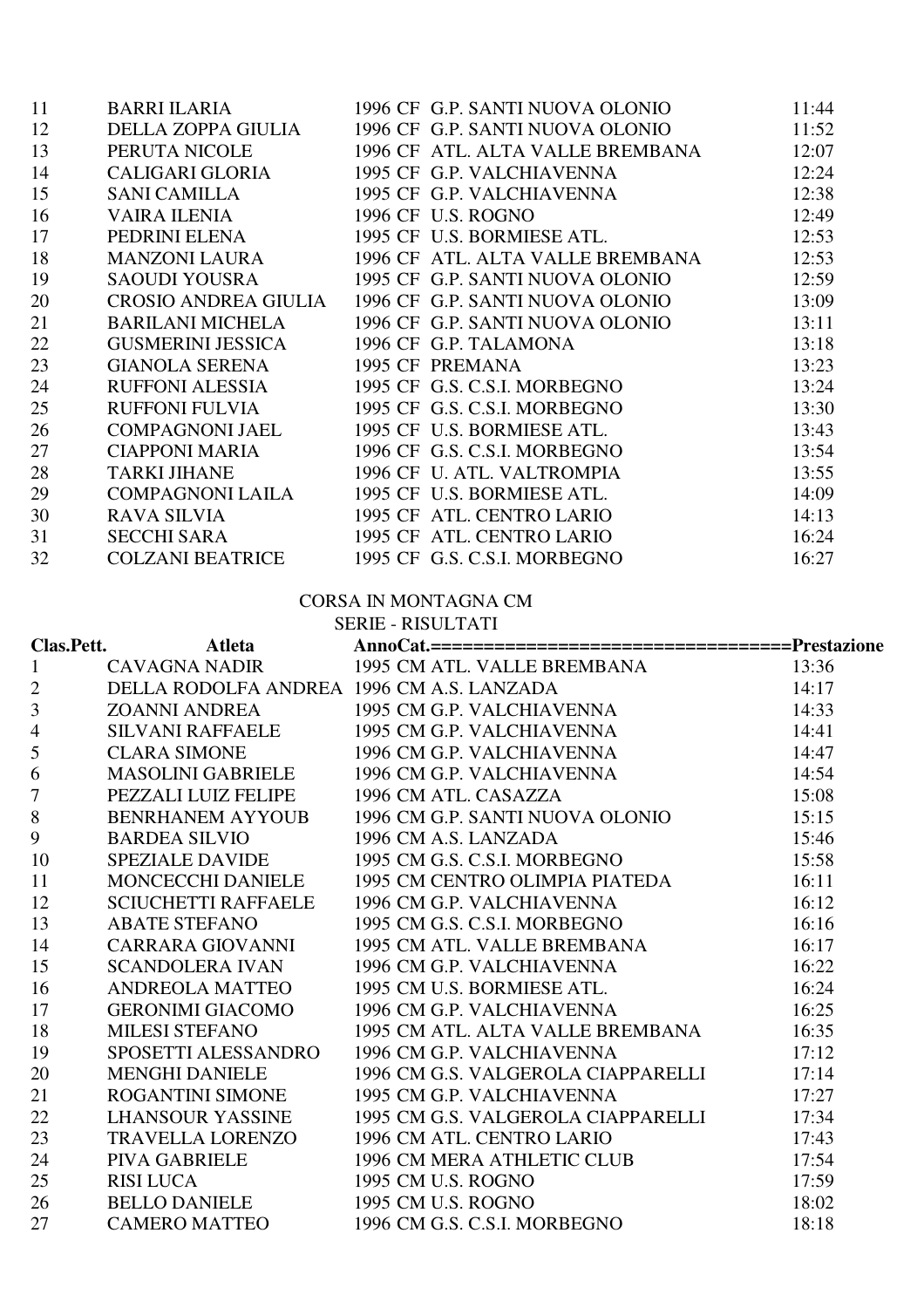| Clas.Pett. | Atleta | AnnoCat. | Società | Prestazione |
|---|---|---|---|---|
| 11 | BARRI ILARIA | 1996 CF | G.P. SANTI NUOVA OLONIO | 11:44 |
| 12 | DELLA ZOPPA GIULIA | 1996 CF | G.P. SANTI NUOVA OLONIO | 11:52 |
| 13 | PERUTA NICOLE | 1996 CF | ATL. ALTA VALLE BREMBANA | 12:07 |
| 14 | CALIGARI GLORIA | 1995 CF | G.P. VALCHIAVENNA | 12:24 |
| 15 | SANI CAMILLA | 1995 CF | G.P. VALCHIAVENNA | 12:38 |
| 16 | VAIRA ILENIA | 1996 CF | U.S. ROGNO | 12:49 |
| 17 | PEDRINI ELENA | 1995 CF | U.S. BORMIESE ATL. | 12:53 |
| 18 | MANZONI LAURA | 1996 CF | ATL. ALTA VALLE BREMBANA | 12:53 |
| 19 | SAOUDI YOUSRA | 1995 CF | G.P. SANTI NUOVA OLONIO | 12:59 |
| 20 | CROSIO ANDREA GIULIA | 1996 CF | G.P. SANTI NUOVA OLONIO | 13:09 |
| 21 | BARILANI MICHELA | 1996 CF | G.P. SANTI NUOVA OLONIO | 13:11 |
| 22 | GUSMERINI JESSICA | 1996 CF | G.P. TALAMONA | 13:18 |
| 23 | GIANOLA SERENA | 1995 CF | PREMANA | 13:23 |
| 24 | RUFFONI ALESSIA | 1995 CF | G.S. C.S.I. MORBEGNO | 13:24 |
| 25 | RUFFONI FULVIA | 1995 CF | G.S. C.S.I. MORBEGNO | 13:30 |
| 26 | COMPAGNONI JAEL | 1995 CF | U.S. BORMIESE ATL. | 13:43 |
| 27 | CIAPPONI MARIA | 1996 CF | G.S. C.S.I. MORBEGNO | 13:54 |
| 28 | TARKI JIHANE | 1996 CF | U. ATL. VALTROMPIA | 13:55 |
| 29 | COMPAGNONI LAILA | 1995 CF | U.S. BORMIESE ATL. | 14:09 |
| 30 | RAVA SILVIA | 1995 CF | ATL. CENTRO LARIO | 14:13 |
| 31 | SECCHI SARA | 1995 CF | ATL. CENTRO LARIO | 16:24 |
| 32 | COLZANI BEATRICE | 1995 CF | G.S. C.S.I. MORBEGNO | 16:27 |

## CORSA IN MONTAGNA CM

### SERIE - RISULTATI

| Clas.Pett. | Atleta | AnnoCat. | Società | Prestazione |
|---|---|---|---|---|
| 1 | CAVAGNA NADIR | 1995 CM | ATL. VALLE BREMBANA | 13:36 |
| 2 | DELLA RODOLFA ANDREA | 1996 CM | A.S. LANZADA | 14:17 |
| 3 | ZOANNI ANDREA | 1995 CM | G.P. VALCHIAVENNA | 14:33 |
| 4 | SILVANI RAFFAELE | 1995 CM | G.P. VALCHIAVENNA | 14:41 |
| 5 | CLARA SIMONE | 1996 CM | G.P. VALCHIAVENNA | 14:47 |
| 6 | MASOLINI GABRIELE | 1996 CM | G.P. VALCHIAVENNA | 14:54 |
| 7 | PEZZALI LUIZ FELIPE | 1996 CM | ATL. CASAZZA | 15:08 |
| 8 | BENRHANEM AYYOUB | 1996 CM | G.P. SANTI NUOVA OLONIO | 15:15 |
| 9 | BARDEA SILVIO | 1996 CM | A.S. LANZADA | 15:46 |
| 10 | SPEZIALE DAVIDE | 1995 CM | G.S. C.S.I. MORBEGNO | 15:58 |
| 11 | MONCECCHI DANIELE | 1995 CM | CENTRO OLIMPIA PIATEDA | 16:11 |
| 12 | SCIUCHETTI RAFFAELE | 1996 CM | G.P. VALCHIAVENNA | 16:12 |
| 13 | ABATE STEFANO | 1995 CM | G.S. C.S.I. MORBEGNO | 16:16 |
| 14 | CARRARA GIOVANNI | 1995 CM | ATL. VALLE BREMBANA | 16:17 |
| 15 | SCANDOLERA IVAN | 1996 CM | G.P. VALCHIAVENNA | 16:22 |
| 16 | ANDREOLA MATTEO | 1995 CM | U.S. BORMIESE ATL. | 16:24 |
| 17 | GERONIMI GIACOMO | 1996 CM | G.P. VALCHIAVENNA | 16:25 |
| 18 | MILESI STEFANO | 1995 CM | ATL. ALTA VALLE BREMBANA | 16:35 |
| 19 | SPOSETTI ALESSANDRO | 1996 CM | G.P. VALCHIAVENNA | 17:12 |
| 20 | MENGHI DANIELE | 1996 CM | G.S. VALGEROLA CIAPPARELLI | 17:14 |
| 21 | ROGANTINI SIMONE | 1995 CM | G.P. VALCHIAVENNA | 17:27 |
| 22 | LHANSOUR YASSINE | 1995 CM | G.S. VALGEROLA CIAPPARELLI | 17:34 |
| 23 | TRAVELLA LORENZO | 1996 CM | ATL. CENTRO LARIO | 17:43 |
| 24 | PIVA GABRIELE | 1996 CM | MERA ATHLETIC CLUB | 17:54 |
| 25 | RISI LUCA | 1995 CM | U.S. ROGNO | 17:59 |
| 26 | BELLO DANIELE | 1995 CM | U.S. ROGNO | 18:02 |
| 27 | CAMERO MATTEO | 1996 CM | G.S. C.S.I. MORBEGNO | 18:18 |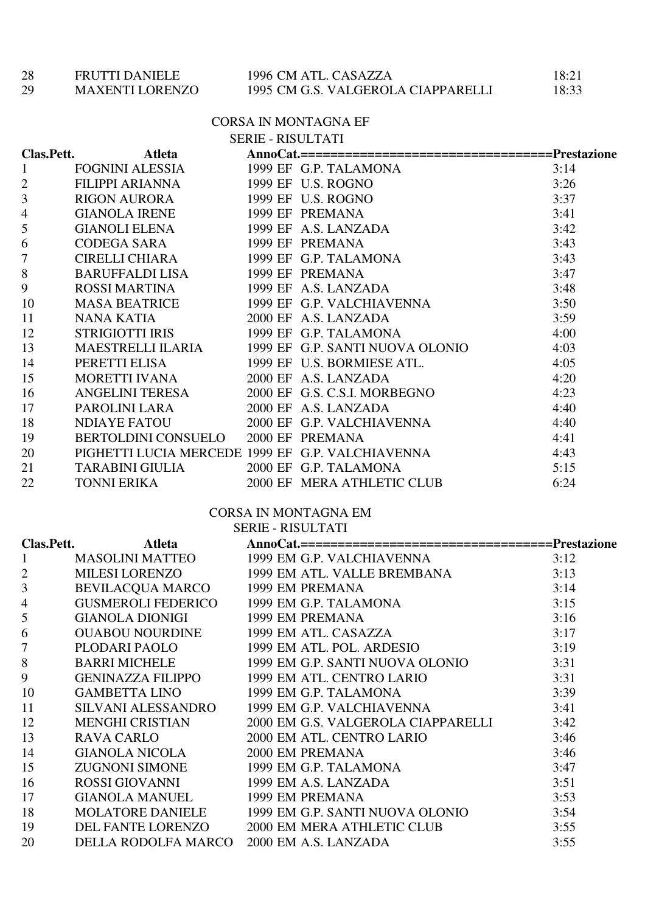| Clas.Pett. | Atleta | AnnoCat. | Società | Prestazione |
|---|---|---|---|---|
| 28 | FRUTTI DANIELE | 1996 CM | ATL. CASAZZA | 18:21 |
| 29 | MAXENTI LORENZO | 1995 CM | G.S. VALGEROLA CIAPPARELLI | 18:33 |

## CORSA IN MONTAGNA EF

### SERIE - RISULTATI

| Clas.Pett. | Atleta | AnnoCat. | ================================== | Prestazione |
|---|---|---|---|---|
| 1 | FOGNINI ALESSIA | 1999 EF | G.P. TALAMONA | 3:14 |
| 2 | FILIPPI ARIANNA | 1999 EF | U.S. ROGNO | 3:26 |
| 3 | RIGON AURORA | 1999 EF | U.S. ROGNO | 3:37 |
| 4 | GIANOLA IRENE | 1999 EF | PREMANA | 3:41 |
| 5 | GIANOLI ELENA | 1999 EF | A.S. LANZADA | 3:42 |
| 6 | CODEGA SARA | 1999 EF | PREMANA | 3:43 |
| 7 | CIRELLI CHIARA | 1999 EF | G.P. TALAMONA | 3:43 |
| 8 | BARUFFALDI LISA | 1999 EF | PREMANA | 3:47 |
| 9 | ROSSI MARTINA | 1999 EF | A.S. LANZADA | 3:48 |
| 10 | MASA BEATRICE | 1999 EF | G.P. VALCHIAVENNA | 3:50 |
| 11 | NANA KATIA | 2000 EF | A.S. LANZADA | 3:59 |
| 12 | STRIGIOTTI IRIS | 1999 EF | G.P. TALAMONA | 4:00 |
| 13 | MAESTRELLI ILARIA | 1999 EF | G.P. SANTI NUOVA OLONIO | 4:03 |
| 14 | PERETTI ELISA | 1999 EF | U.S. BORMIESE ATL. | 4:05 |
| 15 | MORETTI IVANA | 2000 EF | A.S. LANZADA | 4:20 |
| 16 | ANGELINI TERESA | 2000 EF | G.S. C.S.I. MORBEGNO | 4:23 |
| 17 | PAROLINI LARA | 2000 EF | A.S. LANZADA | 4:40 |
| 18 | NDIAYE FATOU | 2000 EF | G.P. VALCHIAVENNA | 4:40 |
| 19 | BERTOLDINI CONSUELO | 2000 EF | PREMANA | 4:41 |
| 20 | PIGHETTI LUCIA MERCEDE | 1999 EF | G.P. VALCHIAVENNA | 4:43 |
| 21 | TARABINI GIULIA | 2000 EF | G.P. TALAMONA | 5:15 |
| 22 | TONNI ERIKA | 2000 EF | MERA ATHLETIC CLUB | 6:24 |

## CORSA IN MONTAGNA EM

### SERIE - RISULTATI

| Clas.Pett. | Atleta | AnnoCat. | ================================== | Prestazione |
|---|---|---|---|---|
| 1 | MASOLINI MATTEO | 1999 EM | G.P. VALCHIAVENNA | 3:12 |
| 2 | MILESI LORENZO | 1999 EM | ATL. VALLE BREMBANA | 3:13 |
| 3 | BEVILACQUA MARCO | 1999 EM | PREMANA | 3:14 |
| 4 | GUSMEROLI FEDERICO | 1999 EM | G.P. TALAMONA | 3:15 |
| 5 | GIANOLA DIONIGI | 1999 EM | PREMANA | 3:16 |
| 6 | OUABOU NOURDINE | 1999 EM | ATL. CASAZZA | 3:17 |
| 7 | PLODARI PAOLO | 1999 EM | ATL. POL. ARDESIO | 3:19 |
| 8 | BARRI MICHELE | 1999 EM | G.P. SANTI NUOVA OLONIO | 3:31 |
| 9 | GENINAZZA FILIPPO | 1999 EM | ATL. CENTRO LARIO | 3:31 |
| 10 | GAMBETTA LINO | 1999 EM | G.P. TALAMONA | 3:39 |
| 11 | SILVANI ALESSANDRO | 1999 EM | G.P. VALCHIAVENNA | 3:41 |
| 12 | MENGHI CRISTIAN | 2000 EM | G.S. VALGEROLA CIAPPARELLI | 3:42 |
| 13 | RAVA CARLO | 2000 EM | ATL. CENTRO LARIO | 3:46 |
| 14 | GIANOLA NICOLA | 2000 EM | PREMANA | 3:46 |
| 15 | ZUGNONI SIMONE | 1999 EM | G.P. TALAMONA | 3:47 |
| 16 | ROSSI GIOVANNI | 1999 EM | A.S. LANZADA | 3:51 |
| 17 | GIANOLA MANUEL | 1999 EM | PREMANA | 3:53 |
| 18 | MOLATORE DANIELE | 1999 EM | G.P. SANTI NUOVA OLONIO | 3:54 |
| 19 | DEL FANTE LORENZO | 2000 EM | MERA ATHLETIC CLUB | 3:55 |
| 20 | DELLA RODOLFA MARCO | 2000 EM | A.S. LANZADA | 3:55 |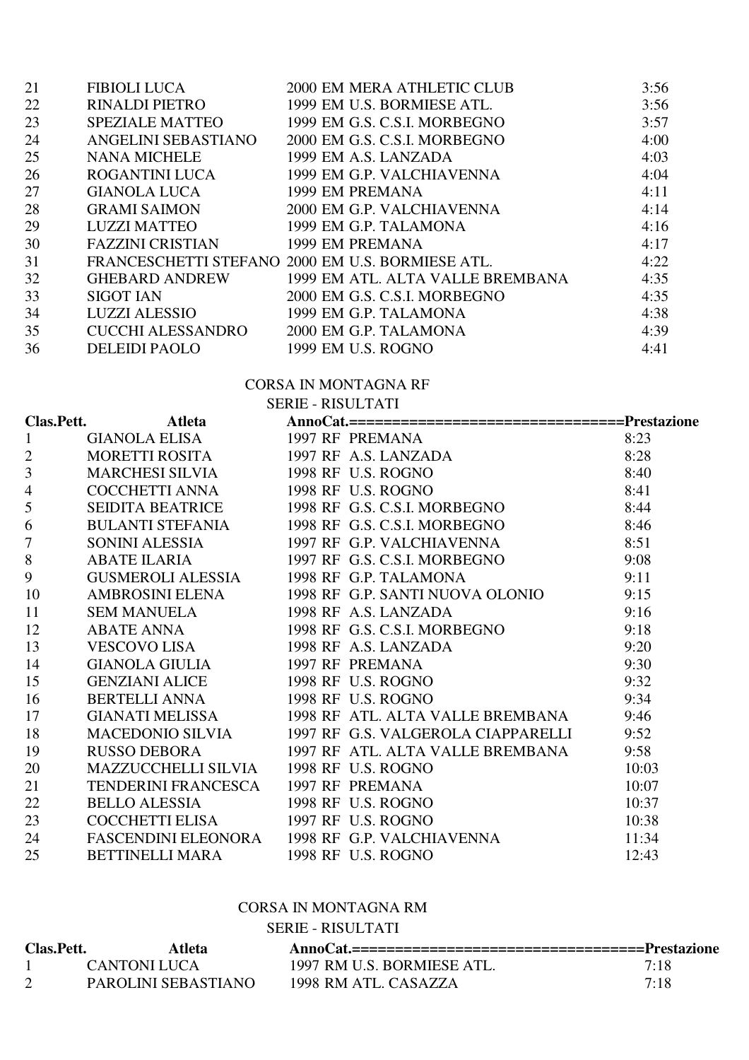| | | | | | |
|---|---|---|---|---|---|
| 21 | FIBIOLI LUCA | 2000 | EM | MERA ATHLETIC CLUB | 3:56 |
| 22 | RINALDI PIETRO | 1999 | EM | U.S. BORMIESE ATL. | 3:56 |
| 23 | SPEZIALE MATTEO | 1999 | EM | G.S. C.S.I. MORBEGNO | 3:57 |
| 24 | ANGELINI SEBASTIANO | 2000 | EM | G.S. C.S.I. MORBEGNO | 4:00 |
| 25 | NANA MICHELE | 1999 | EM | A.S. LANZADA | 4:03 |
| 26 | ROGANTINI LUCA | 1999 | EM | G.P. VALCHIAVENNA | 4:04 |
| 27 | GIANOLA LUCA | 1999 | EM | PREMANA | 4:11 |
| 28 | GRAMI SAIMON | 2000 | EM | G.P. VALCHIAVENNA | 4:14 |
| 29 | LUZZI MATTEO | 1999 | EM | G.P. TALAMONA | 4:16 |
| 30 | FAZZINI CRISTIAN | 1999 | EM | PREMANA | 4:17 |
| 31 | FRANCESCHETTI STEFANO | 2000 | EM | U.S. BORMIESE ATL. | 4:22 |
| 32 | GHEBARD ANDREW | 1999 | EM | ATL. ALTA VALLE BREMBANA | 4:35 |
| 33 | SIGOT IAN | 2000 | EM | G.S. C.S.I. MORBEGNO | 4:35 |
| 34 | LUZZI ALESSIO | 1999 | EM | G.P. TALAMONA | 4:38 |
| 35 | CUCCHI ALESSANDRO | 2000 | EM | G.P. TALAMONA | 4:39 |
| 36 | DELEIDI PAOLO | 1999 | EM | U.S. ROGNO | 4:41 |

## CORSA IN MONTAGNA RF

SERIE - RISULTATI

| Clas.Pett. | Atleta | Anno | Cat. | ================================ | Prestazione |
|---|---|---|---|---|---|
| 1 | GIANOLA ELISA | 1997 | RF | PREMANA | 8:23 |
| 2 | MORETTI ROSITA | 1997 | RF | A.S. LANZADA | 8:28 |
| 3 | MARCHESI SILVIA | 1998 | RF | U.S. ROGNO | 8:40 |
| 4 | COCCHETTI ANNA | 1998 | RF | U.S. ROGNO | 8:41 |
| 5 | SEIDITA BEATRICE | 1998 | RF | G.S. C.S.I. MORBEGNO | 8:44 |
| 6 | BULANTI STEFANIA | 1998 | RF | G.S. C.S.I. MORBEGNO | 8:46 |
| 7 | SONINI ALESSIA | 1997 | RF | G.P. VALCHIAVENNA | 8:51 |
| 8 | ABATE ILARIA | 1997 | RF | G.S. C.S.I. MORBEGNO | 9:08 |
| 9 | GUSMEROLI ALESSIA | 1998 | RF | G.P. TALAMONA | 9:11 |
| 10 | AMBROSINI ELENA | 1998 | RF | G.P. SANTI NUOVA OLONIO | 9:15 |
| 11 | SEM MANUELA | 1998 | RF | A.S. LANZADA | 9:16 |
| 12 | ABATE ANNA | 1998 | RF | G.S. C.S.I. MORBEGNO | 9:18 |
| 13 | VESCOVO LISA | 1998 | RF | A.S. LANZADA | 9:20 |
| 14 | GIANOLA GIULIA | 1997 | RF | PREMANA | 9:30 |
| 15 | GENZIANI ALICE | 1998 | RF | U.S. ROGNO | 9:32 |
| 16 | BERTELLI ANNA | 1998 | RF | U.S. ROGNO | 9:34 |
| 17 | GIANATI MELISSA | 1998 | RF | ATL. ALTA VALLE BREMBANA | 9:46 |
| 18 | MACEDONIO SILVIA | 1997 | RF | G.S. VALGEROLA CIAPPARELLI | 9:52 |
| 19 | RUSSO DEBORA | 1997 | RF | ATL. ALTA VALLE BREMBANA | 9:58 |
| 20 | MAZZUCCHELLI SILVIA | 1998 | RF | U.S. ROGNO | 10:03 |
| 21 | TENDERINI FRANCESCA | 1997 | RF | PREMANA | 10:07 |
| 22 | BELLO ALESSIA | 1998 | RF | U.S. ROGNO | 10:37 |
| 23 | COCCHETTI ELISA | 1997 | RF | U.S. ROGNO | 10:38 |
| 24 | FASCENDINI ELEONORA | 1998 | RF | G.P. VALCHIAVENNA | 11:34 |
| 25 | BETTINELLI MARA | 1998 | RF | U.S. ROGNO | 12:43 |

## CORSA IN MONTAGNA RM

SERIE - RISULTATI

| Clas.Pett. | Atleta | Anno | Cat. | ================================== | Prestazione |
|---|---|---|---|---|---|
| 1 | CANTONI LUCA | 1997 | RM | U.S. BORMIESE ATL. | 7:18 |
| 2 | PAROLINI SEBASTIANO | 1998 | RM | ATL. CASAZZA | 7:18 |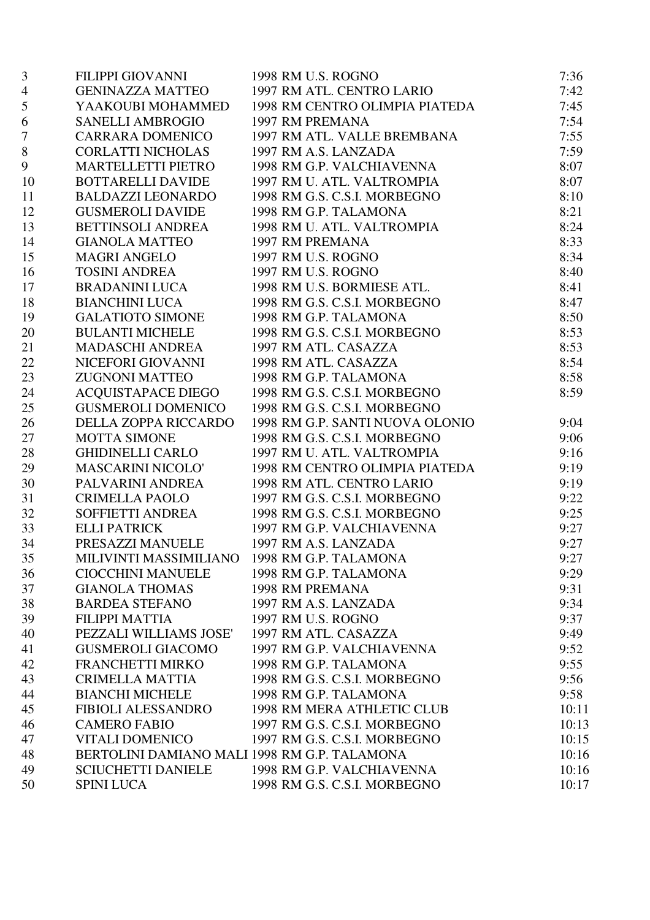| | | | |
|---|---|---|---|
| 3 | FILIPPI GIOVANNI | 1998 RM U.S. ROGNO | 7:36 |
| 4 | GENINAZZA MATTEO | 1997 RM ATL. CENTRO LARIO | 7:42 |
| 5 | YAAKOUBI MOHAMMED | 1998 RM CENTRO OLIMPIA PIATEDA | 7:45 |
| 6 | SANELLI AMBROGIO | 1997 RM PREMANA | 7:54 |
| 7 | CARRARA DOMENICO | 1997 RM ATL. VALLE BREMBANA | 7:55 |
| 8 | CORLATTI NICHOLAS | 1997 RM A.S. LANZADA | 7:59 |
| 9 | MARTELLETTI PIETRO | 1998 RM G.P. VALCHIAVENNA | 8:07 |
| 10 | BOTTARELLI DAVIDE | 1997 RM U. ATL. VALTROMPIA | 8:07 |
| 11 | BALDAZZI LEONARDO | 1998 RM G.S. C.S.I. MORBEGNO | 8:10 |
| 12 | GUSMEROLI DAVIDE | 1998 RM G.P. TALAMONA | 8:21 |
| 13 | BETTINSOLI ANDREA | 1998 RM U. ATL. VALTROMPIA | 8:24 |
| 14 | GIANOLA MATTEO | 1997 RM PREMANA | 8:33 |
| 15 | MAGRI ANGELO | 1997 RM U.S. ROGNO | 8:34 |
| 16 | TOSINI ANDREA | 1997 RM U.S. ROGNO | 8:40 |
| 17 | BRADANINI LUCA | 1998 RM U.S. BORMIESE ATL. | 8:41 |
| 18 | BIANCHINI LUCA | 1998 RM G.S. C.S.I. MORBEGNO | 8:47 |
| 19 | GALATIOTO SIMONE | 1998 RM G.P. TALAMONA | 8:50 |
| 20 | BULANTI MICHELE | 1998 RM G.S. C.S.I. MORBEGNO | 8:53 |
| 21 | MADASCHI ANDREA | 1997 RM ATL. CASAZZA | 8:53 |
| 22 | NICEFORI GIOVANNI | 1998 RM ATL. CASAZZA | 8:54 |
| 23 | ZUGNONI MATTEO | 1998 RM G.P. TALAMONA | 8:58 |
| 24 | ACQUISTAPACE DIEGO | 1998 RM G.S. C.S.I. MORBEGNO | 8:59 |
| 25 | GUSMEROLI DOMENICO | 1998 RM G.S. C.S.I. MORBEGNO | |
| 26 | DELLA ZOPPA RICCARDO | 1998 RM G.P. SANTI NUOVA OLONIO | 9:04 |
| 27 | MOTTA SIMONE | 1998 RM G.S. C.S.I. MORBEGNO | 9:06 |
| 28 | GHIDINELLI CARLO | 1997 RM U. ATL. VALTROMPIA | 9:16 |
| 29 | MASCARINI NICOLO' | 1998 RM CENTRO OLIMPIA PIATEDA | 9:19 |
| 30 | PALVARINI ANDREA | 1998 RM ATL. CENTRO LARIO | 9:19 |
| 31 | CRIMELLA PAOLO | 1997 RM G.S. C.S.I. MORBEGNO | 9:22 |
| 32 | SOFFIETTI ANDREA | 1998 RM G.S. C.S.I. MORBEGNO | 9:25 |
| 33 | ELLI PATRICK | 1997 RM G.P. VALCHIAVENNA | 9:27 |
| 34 | PRESAZZI MANUELE | 1997 RM A.S. LANZADA | 9:27 |
| 35 | MILIVINTI MASSIMILIANO | 1998 RM G.P. TALAMONA | 9:27 |
| 36 | CIOCCHINI MANUELE | 1998 RM G.P. TALAMONA | 9:29 |
| 37 | GIANOLA THOMAS | 1998 RM PREMANA | 9:31 |
| 38 | BARDEA STEFANO | 1997 RM A.S. LANZADA | 9:34 |
| 39 | FILIPPI MATTIA | 1997 RM U.S. ROGNO | 9:37 |
| 40 | PEZZALI WILLIAMS JOSE' | 1997 RM ATL. CASAZZA | 9:49 |
| 41 | GUSMEROLI GIACOMO | 1997 RM G.P. VALCHIAVENNA | 9:52 |
| 42 | FRANCHETTI MIRKO | 1998 RM G.P. TALAMONA | 9:55 |
| 43 | CRIMELLA MATTIA | 1998 RM G.S. C.S.I. MORBEGNO | 9:56 |
| 44 | BIANCHI MICHELE | 1998 RM G.P. TALAMONA | 9:58 |
| 45 | FIBIOLI ALESSANDRO | 1998 RM MERA ATHLETIC CLUB | 10:11 |
| 46 | CAMERO FABIO | 1997 RM G.S. C.S.I. MORBEGNO | 10:13 |
| 47 | VITALI DOMENICO | 1997 RM G.S. C.S.I. MORBEGNO | 10:15 |
| 48 | BERTOLINI DAMIANO MALI | 1998 RM G.P. TALAMONA | 10:16 |
| 49 | SCIUCHETTI DANIELE | 1998 RM G.P. VALCHIAVENNA | 10:16 |
| 50 | SPINI LUCA | 1998 RM G.S. C.S.I. MORBEGNO | 10:17 |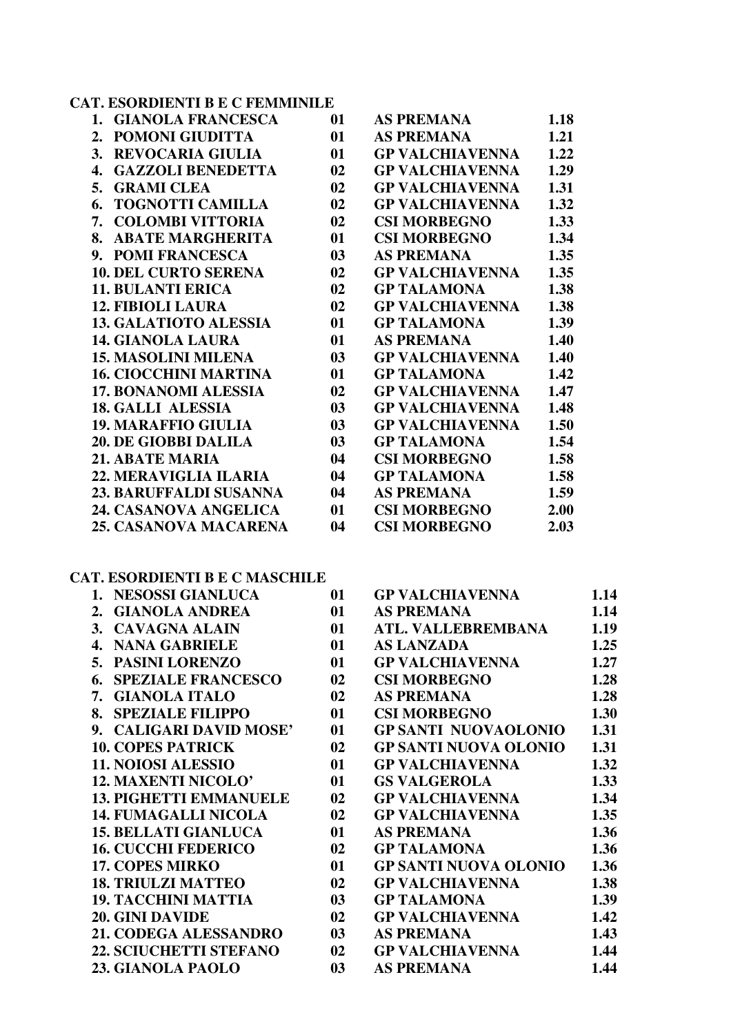**CAT. ESORDIENTI B E C FEMMINILE**

| | | | | |
|---|---|---|---|---|
| 1. | GIANOLA FRANCESCA | 01 | AS PREMANA | 1.18 |
| 2. | POMONI GIUDITTA | 01 | AS PREMANA | 1.21 |
| 3. | REVOCARIA GIULIA | 01 | GP VALCHIAVENNA | 1.22 |
| 4. | GAZZOLI BENEDETTA | 02 | GP VALCHIAVENNA | 1.29 |
| 5. | GRAMI CLEA | 02 | GP VALCHIAVENNA | 1.31 |
| 6. | TOGNOTTI CAMILLA | 02 | GP VALCHIAVENNA | 1.32 |
| 7. | COLOMBI VITTORIA | 02 | CSI MORBEGNO | 1.33 |
| 8. | ABATE MARGHERITA | 01 | CSI MORBEGNO | 1.34 |
| 9. | POMI FRANCESCA | 03 | AS PREMANA | 1.35 |
| 10. | DEL CURTO SERENA | 02 | GP VALCHIAVENNA | 1.35 |
| 11. | BULANTI ERICA | 02 | GP TALAMONA | 1.38 |
| 12. | FIBIOLI LAURA | 02 | GP VALCHIAVENNA | 1.38 |
| 13. | GALATIOTO ALESSIA | 01 | GP TALAMONA | 1.39 |
| 14. | GIANOLA LAURA | 01 | AS PREMANA | 1.40 |
| 15. | MASOLINI MILENA | 03 | GP VALCHIAVENNA | 1.40 |
| 16. | CIOCCHINI MARTINA | 01 | GP TALAMONA | 1.42 |
| 17. | BONANOMI ALESSIA | 02 | GP VALCHIAVENNA | 1.47 |
| 18. | GALLI ALESSIA | 03 | GP VALCHIAVENNA | 1.48 |
| 19. | MARAFFIO GIULIA | 03 | GP VALCHIAVENNA | 1.50 |
| 20. | DE GIOBBI DALILA | 03 | GP TALAMONA | 1.54 |
| 21. | ABATE MARIA | 04 | CSI MORBEGNO | 1.58 |
| 22. | MERAVIGLIA ILARIA | 04 | GP TALAMONA | 1.58 |
| 23. | BARUFFALDI SUSANNA | 04 | AS PREMANA | 1.59 |
| 24. | CASANOVA ANGELICA | 01 | CSI MORBEGNO | 2.00 |
| 25. | CASANOVA MACARENA | 04 | CSI MORBEGNO | 2.03 |

**CAT. ESORDIENTI B E C MASCHILE**

| | | | | |
|---|---|---|---|---|
| 1. | NESOSSI GIANLUCA | 01 | GP VALCHIAVENNA | 1.14 |
| 2. | GIANOLA ANDREA | 01 | AS PREMANA | 1.14 |
| 3. | CAVAGNA ALAIN | 01 | ATL. VALLEBREMBANA | 1.19 |
| 4. | NANA GABRIELE | 01 | AS LANZADA | 1.25 |
| 5. | PASINI LORENZO | 01 | GP VALCHIAVENNA | 1.27 |
| 6. | SPEZIALE FRANCESCO | 02 | CSI MORBEGNO | 1.28 |
| 7. | GIANOLA ITALO | 02 | AS PREMANA | 1.28 |
| 8. | SPEZIALE FILIPPO | 01 | CSI MORBEGNO | 1.30 |
| 9. | CALIGARI DAVID MOSE' | 01 | GP SANTI NUOVAOLONIO | 1.31 |
| 10. | COPES PATRICK | 02 | GP SANTI NUOVA OLONIO | 1.31 |
| 11. | NOIOSI ALESSIO | 01 | GP VALCHIAVENNA | 1.32 |
| 12. | MAXENTI NICOLO' | 01 | GS VALGEROLA | 1.33 |
| 13. | PIGHETTI EMMANUELE | 02 | GP VALCHIAVENNA | 1.34 |
| 14. | FUMAGALLI NICOLA | 02 | GP VALCHIAVENNA | 1.35 |
| 15. | BELLATI GIANLUCA | 01 | AS PREMANA | 1.36 |
| 16. | CUCCHI FEDERICO | 02 | GP TALAMONA | 1.36 |
| 17. | COPES MIRKO | 01 | GP SANTI NUOVA OLONIO | 1.36 |
| 18. | TRIULZI MATTEO | 02 | GP VALCHIAVENNA | 1.38 |
| 19. | TACCHINI MATTIA | 03 | GP TALAMONA | 1.39 |
| 20. | GINI DAVIDE | 02 | GP VALCHIAVENNA | 1.42 |
| 21. | CODEGA ALESSANDRO | 03 | AS PREMANA | 1.43 |
| 22. | SCIUCHETTI STEFANO | 02 | GP VALCHIAVENNA | 1.44 |
| 23. | GIANOLA PAOLO | 03 | AS PREMANA | 1.44 |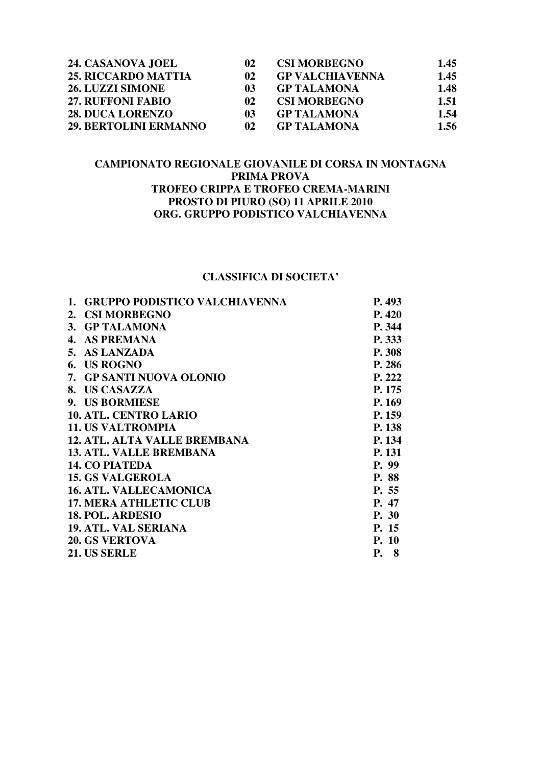| | | | |
|---|---|---|---|
| **24. CASANOVA JOEL** | **02** | **CSI MORBEGNO** | **1.45** |
| **25. RICCARDO MATTIA** | **02** | **GP VALCHIAVENNA** | **1.45** |
| **26. LUZZI SIMONE** | **03** | **GP TALAMONA** | **1.48** |
| **27. RUFFONI FABIO** | **02** | **CSI MORBEGNO** | **1.51** |
| **28. DUCA LORENZO** | **03** | **GP TALAMONA** | **1.54** |
| **29. BERTOLINI ERMANNO** | **02** | **GP TALAMONA** | **1.56** |

**CAMPIONATO REGIONALE GIOVANILE DI CORSA IN MONTAGNA**
**PRIMA PROVA**
**TROFEO CRIPPA E TROFEO CREMA-MARINI**
**PROSTO DI PIURO (SO) 11 APRILE 2010**
**ORG. GRUPPO PODISTICO VALCHIAVENNA**

**CLASSIFICA DI SOCIETA'**

| | |
|---|---|
| **1. GRUPPO PODISTICO VALCHIAVENNA** | **P. 493** |
| **2. CSI MORBEGNO** | **P. 420** |
| **3. GP TALAMONA** | **P. 344** |
| **4. AS PREMANA** | **P. 333** |
| **5. AS LANZADA** | **P. 308** |
| **6. US ROGNO** | **P. 286** |
| **7. GP SANTI NUOVA OLONIO** | **P. 222** |
| **8. US CASAZZA** | **P. 175** |
| **9. US BORMIESE** | **P. 169** |
| **10. ATL. CENTRO LARIO** | **P. 159** |
| **11. US VALTROMPIA** | **P. 138** |
| **12. ATL. ALTA VALLE BREMBANA** | **P. 134** |
| **13. ATL. VALLE BREMBANA** | **P. 131** |
| **14. CO PIATEDA** | **P. 99** |
| **15. GS VALGEROLA** | **P. 88** |
| **16. ATL. VALLECAMONICA** | **P. 55** |
| **17. MERA ATHLETIC CLUB** | **P. 47** |
| **18. POL. ARDESIO** | **P. 30** |
| **19. ATL. VAL SERIANA** | **P. 15** |
| **20. GS VERTOVA** | **P. 10** |
| **21. US SERLE** | **P. 8** |